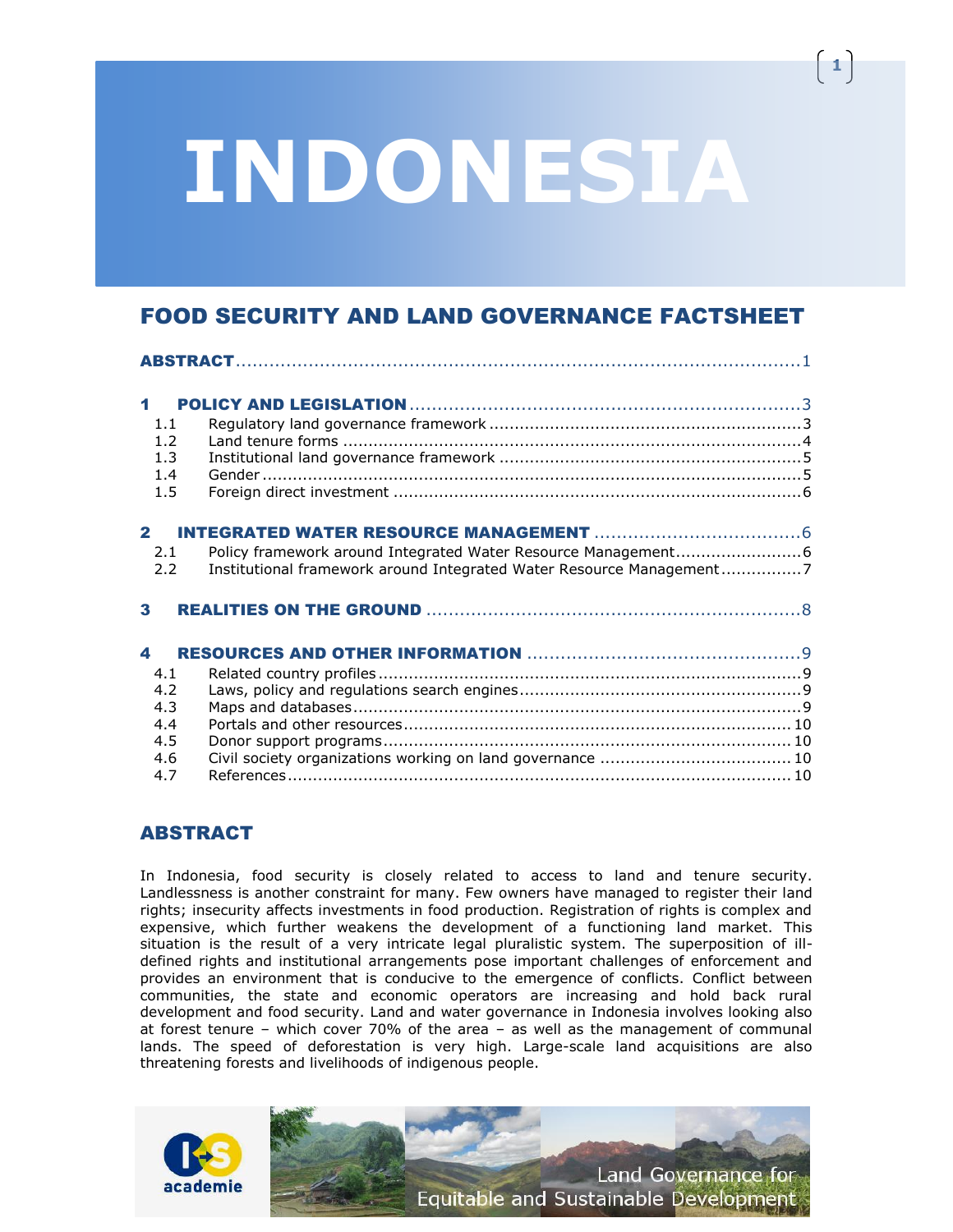# INDONESIA

## FOOD SECURITY AND LAND GOVERNANCE FACTSHEET

**ABSTRACT** ........................................................ 1

**1 POLICY AND LEGISLATION** ........................................................ 3
- 1.1 Regulatory land governance framework ........................................................ 3
- 1.2 Land tenure forms ........................................................ 4
- 1.3 Institutional land governance framework ........................................................ 5
- 1.4 Gender ........................................................ 5
- 1.5 Foreign direct investment ........................................................ 6

**2 INTEGRATED WATER RESOURCE MANAGEMENT** ........................................................ 6
- 2.1 Policy framework around Integrated Water Resource Management ........................................................ 6
- 2.2 Institutional framework around Integrated Water Resource Management ........................................................ 7

**3 REALITIES ON THE GROUND** ........................................................ 8

**4 RESOURCES AND OTHER INFORMATION** ........................................................ 9
- 4.1 Related country profiles ........................................................ 9
- 4.2 Laws, policy and regulations search engines ........................................................ 9
- 4.3 Maps and databases ........................................................ 9
- 4.4 Portals and other resources ........................................................ 10
- 4.5 Donor support programs ........................................................ 10
- 4.6 Civil society organizations working on land governance ........................................................ 10
- 4.7 References ........................................................ 10

## ABSTRACT

In Indonesia, food security is closely related to access to land and tenure security. Landlessness is another constraint for many. Few owners have managed to register their land rights; insecurity affects investments in food production. Registration of rights is complex and expensive, which further weakens the development of a functioning land market. This situation is the result of a very intricate legal pluralistic system. The superposition of ill-defined rights and institutional arrangements pose important challenges of enforcement and provides an environment that is conducive to the emergence of conflicts. Conflict between communities, the state and economic operators are increasing and hold back rural development and food security. Land and water governance in Indonesia involves looking also at forest tenure – which cover 70% of the area – as well as the management of communal lands. The speed of deforestation is very high. Large-scale land acquisitions are also threatening forests and livelihoods of indigenous people.

academie

Land Governance for Equitable and Sustainable Development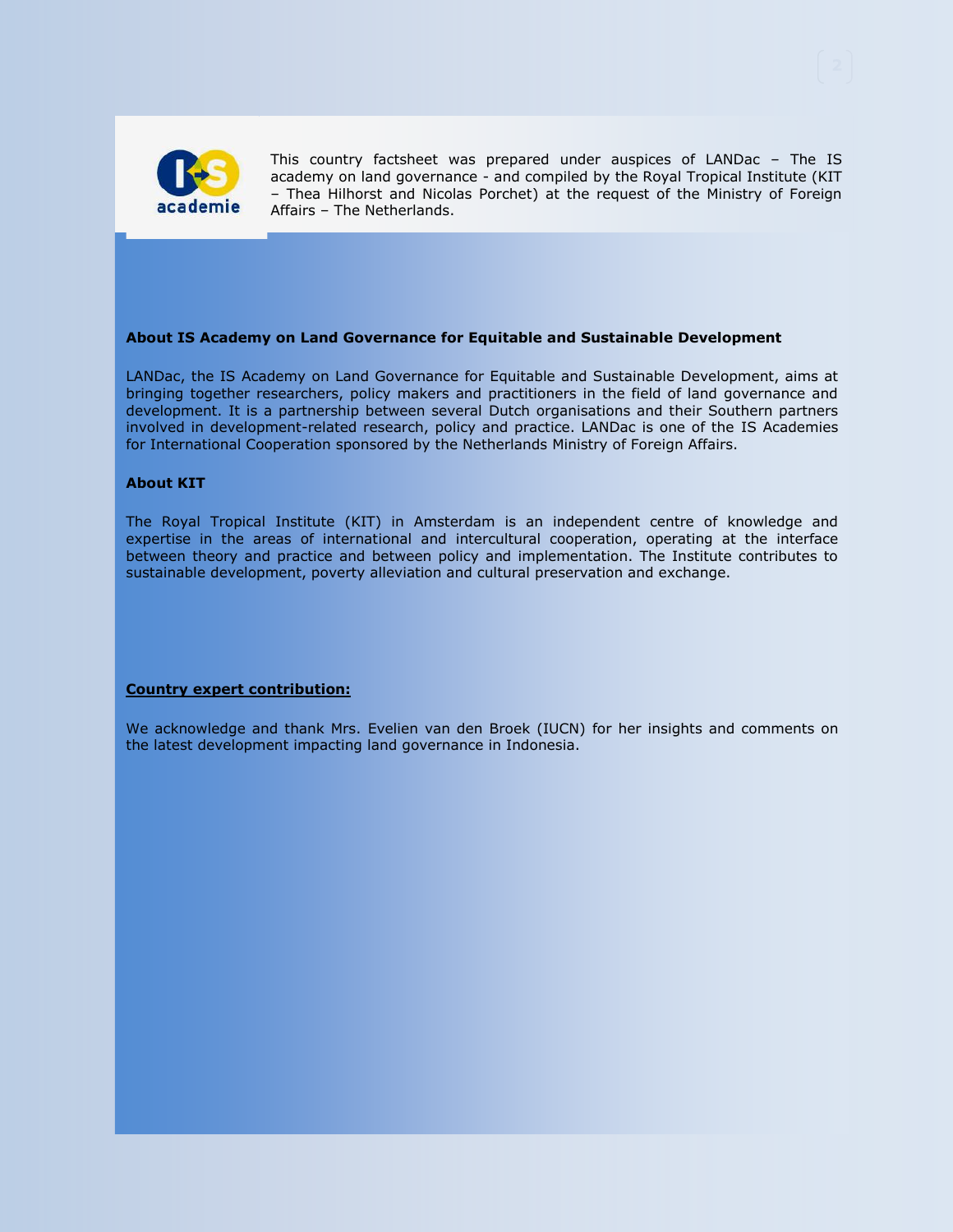This country factsheet was prepared under auspices of LANDac – The IS academy on land governance - and compiled by the Royal Tropical Institute (KIT – Thea Hilhorst and Nicolas Porchet) at the request of the Ministry of Foreign Affairs – The Netherlands.

**About IS Academy on Land Governance for Equitable and Sustainable Development**

LANDac, the IS Academy on Land Governance for Equitable and Sustainable Development, aims at bringing together researchers, policy makers and practitioners in the field of land governance and development. It is a partnership between several Dutch organisations and their Southern partners involved in development-related research, policy and practice. LANDac is one of the IS Academies for International Cooperation sponsored by the Netherlands Ministry of Foreign Affairs.

**About KIT**

The Royal Tropical Institute (KIT) in Amsterdam is an independent centre of knowledge and expertise in the areas of international and intercultural cooperation, operating at the interface between theory and practice and between policy and implementation. The Institute contributes to sustainable development, poverty alleviation and cultural preservation and exchange.

**Country expert contribution:**

We acknowledge and thank Mrs. Evelien van den Broek (IUCN) for her insights and comments on the latest development impacting land governance in Indonesia.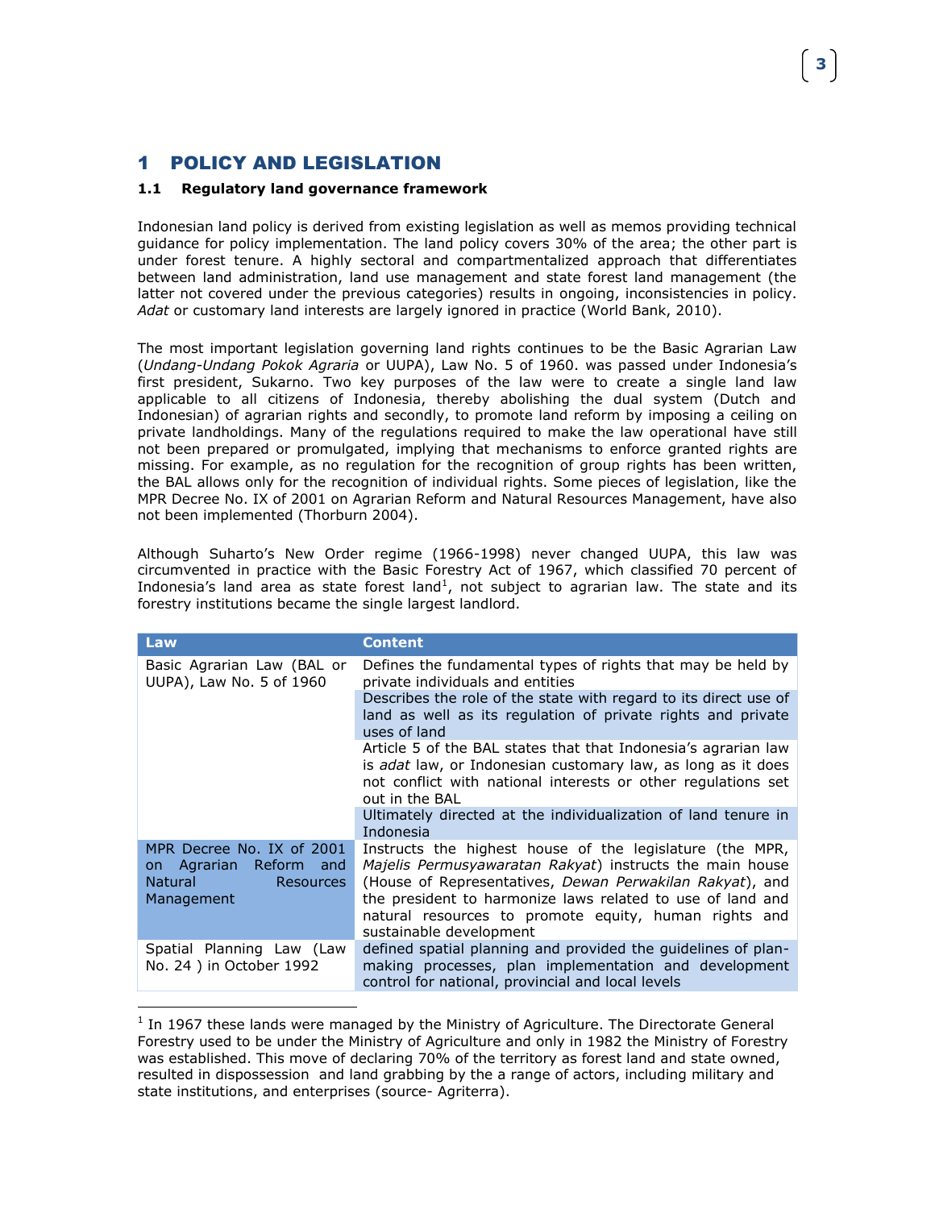# 1 POLICY AND LEGISLATION

## 1.1 Regulatory land governance framework

Indonesian land policy is derived from existing legislation as well as memos providing technical guidance for policy implementation. The land policy covers 30% of the area; the other part is under forest tenure. A highly sectoral and compartmentalized approach that differentiates between land administration, land use management and state forest land management (the latter not covered under the previous categories) results in ongoing, inconsistencies in policy. *Adat* or customary land interests are largely ignored in practice (World Bank, 2010).

The most important legislation governing land rights continues to be the Basic Agrarian Law (*Undang-Undang Pokok Agraria* or UUPA), Law No. 5 of 1960. was passed under Indonesia's first president, Sukarno. Two key purposes of the law were to create a single land law applicable to all citizens of Indonesia, thereby abolishing the dual system (Dutch and Indonesian) of agrarian rights and secondly, to promote land reform by imposing a ceiling on private landholdings. Many of the regulations required to make the law operational have still not been prepared or promulgated, implying that mechanisms to enforce granted rights are missing. For example, as no regulation for the recognition of group rights has been written, the BAL allows only for the recognition of individual rights. Some pieces of legislation, like the MPR Decree No. IX of 2001 on Agrarian Reform and Natural Resources Management, have also not been implemented (Thorburn 2004).

Although Suharto's New Order regime (1966-1998) never changed UUPA, this law was circumvented in practice with the Basic Forestry Act of 1967, which classified 70 percent of Indonesia's land area as state forest land[1], not subject to agrarian law. The state and its forestry institutions became the single largest landlord.

| Law | Content |
|---|---|
| Basic Agrarian Law (BAL or UUPA), Law No. 5 of 1960 | Defines the fundamental types of rights that may be held by private individuals and entities |
| | Describes the role of the state with regard to its direct use of land as well as its regulation of private rights and private uses of land |
| | Article 5 of the BAL states that that Indonesia's agrarian law is *adat* law, or Indonesian customary law, as long as it does not conflict with national interests or other regulations set out in the BAL |
| | Ultimately directed at the individualization of land tenure in Indonesia |
| MPR Decree No. IX of 2001 on Agrarian Reform and Natural Resources Management | Instructs the highest house of the legislature (the MPR, *Majelis Permusyawaratan Rakyat*) instructs the main house (House of Representatives, *Dewan Perwakilan Rakyat*), and the president to harmonize laws related to use of land and natural resources to promote equity, human rights and sustainable development |
| Spatial Planning Law (Law No. 24 ) in October 1992 | defined spatial planning and provided the guidelines of plan-making processes, plan implementation and development control for national, provincial and local levels |

[1] In 1967 these lands were managed by the Ministry of Agriculture. The Directorate General Forestry used to be under the Ministry of Agriculture and only in 1982 the Ministry of Forestry was established. This move of declaring 70% of the territory as forest land and state owned, resulted in dispossession and land grabbing by the a range of actors, including military and state institutions, and enterprises (source- Agriterra).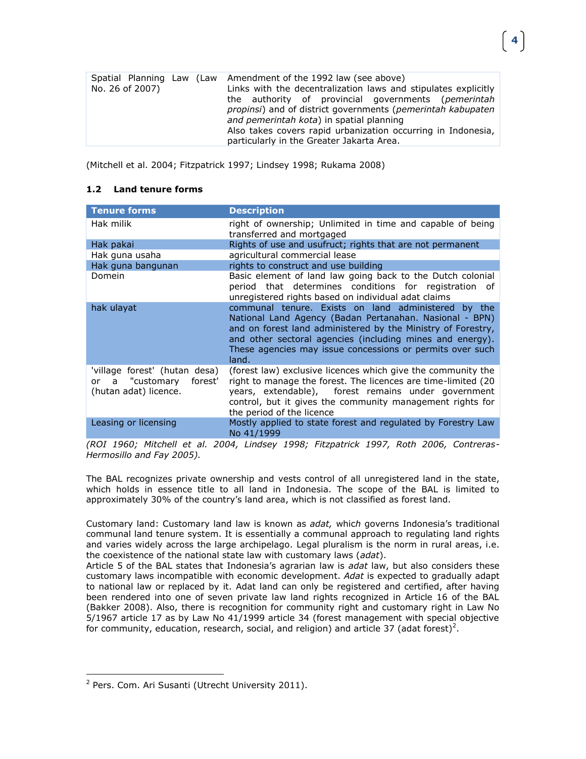| | |
|---|---|
| Spatial Planning Law (Law No. 26 of 2007) | Amendment of the 1992 law (see above)<br>Links with the decentralization laws and stipulates explicitly the authority of provincial governments (*pemerintah propinsi*) and of district governments (*pemerintah kabupaten and pemerintah kota*) in spatial planning<br>Also takes covers rapid urbanization occurring in Indonesia, particularly in the Greater Jakarta Area. |

(Mitchell et al. 2004; Fitzpatrick 1997; Lindsey 1998; Rukama 2008)

### 1.2 Land tenure forms

| Tenure forms | Description |
|---|---|
| Hak milik | right of ownership; Unlimited in time and capable of being transferred and mortgaged |
| Hak pakai | Rights of use and usufruct; rights that are not permanent |
| Hak guna usaha | agricultural commercial lease |
| Hak guna bangunan | rights to construct and use building |
| Domein | Basic element of land law going back to the Dutch colonial period that determines conditions for registration of unregistered rights based on individual adat claims |
| hak ulayat | communal tenure. Exists on land administered by the National Land Agency (Badan Pertanahan. Nasional - BPN) and on forest land administered by the Ministry of Forestry, and other sectoral agencies (including mines and energy). These agencies may issue concessions or permits over such land. |
| 'village forest' (hutan desa) or a "customary forest' (hutan adat) licence. | (forest law) exclusive licences which give the community the right to manage the forest. The licences are time-limited (20 years, extendable), forest remains under government control, but it gives the community management rights for the period of the licence |
| Leasing or licensing | Mostly applied to state forest and regulated by Forestry Law No 41/1999 |

*(ROI 1960; Mitchell et al. 2004, Lindsey 1998; Fitzpatrick 1997, Roth 2006, Contreras-Hermosillo and Fay 2005).*

The BAL recognizes private ownership and vests control of all unregistered land in the state, which holds in essence title to all land in Indonesia. The scope of the BAL is limited to approximately 30% of the country's land area, which is not classified as forest land.

Customary land: Customary land law is known as *adat,* which governs Indonesia's traditional communal land tenure system. It is essentially a communal approach to regulating land rights and varies widely across the large archipelago. Legal pluralism is the norm in rural areas, i.e. the coexistence of the national state law with customary laws (*adat*).
Article 5 of the BAL states that Indonesia's agrarian law is *adat* law, but also considers these customary laws incompatible with economic development. *Adat* is expected to gradually adapt to national law or replaced by it. Adat land can only be registered and certified, after having been rendered into one of seven private law land rights recognized in Article 16 of the BAL (Bakker 2008). Also, there is recognition for community right and customary right in Law No 5/1967 article 17 as by Law No 41/1999 article 34 (forest management with special objective for community, education, research, social, and religion) and article 37 (adat forest)[2].

[2] Pers. Com. Ari Susanti (Utrecht University 2011).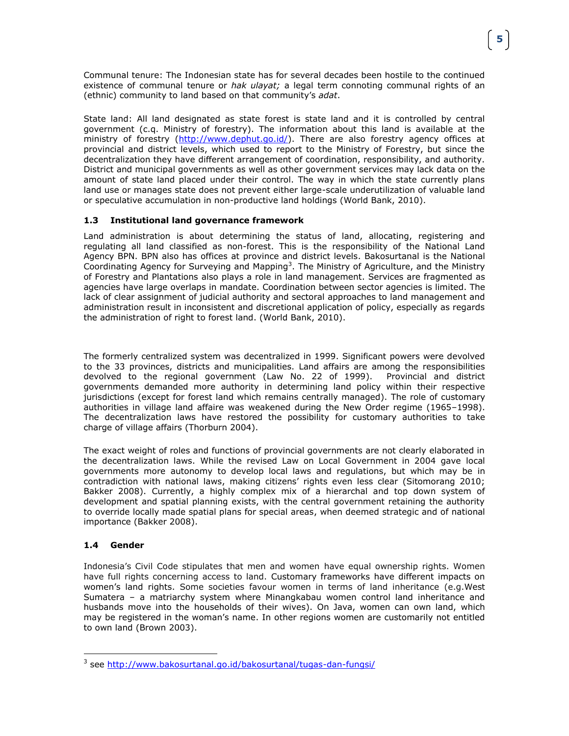Communal tenure: The Indonesian state has for several decades been hostile to the continued existence of communal tenure or *hak ulayat;* a legal term connoting communal rights of an (ethnic) community to land based on that community's *adat*.

State land: All land designated as state forest is state land and it is controlled by central government (c.q. Ministry of forestry). The information about this land is available at the ministry of forestry (http://www.dephut.go.id/). There are also forestry agency offices at provincial and district levels, which used to report to the Ministry of Forestry, but since the decentralization they have different arrangement of coordination, responsibility, and authority. District and municipal governments as well as other government services may lack data on the amount of state land placed under their control. The way in which the state currently plans land use or manages state does not prevent either large-scale underutilization of valuable land or speculative accumulation in non-productive land holdings (World Bank, 2010).

### 1.3 Institutional land governance framework

Land administration is about determining the status of land, allocating, registering and regulating all land classified as non-forest. This is the responsibility of the National Land Agency BPN. BPN also has offices at province and district levels. Bakosurtanal is the National Coordinating Agency for Surveying and Mapping[3]. The Ministry of Agriculture, and the Ministry of Forestry and Plantations also plays a role in land management. Services are fragmented as agencies have large overlaps in mandate. Coordination between sector agencies is limited. The lack of clear assignment of judicial authority and sectoral approaches to land management and administration result in inconsistent and discretional application of policy, especially as regards the administration of right to forest land. (World Bank, 2010).

The formerly centralized system was decentralized in 1999. Significant powers were devolved to the 33 provinces, districts and municipalities. Land affairs are among the responsibilities devolved to the regional government (Law No. 22 of 1999). Provincial and district governments demanded more authority in determining land policy within their respective jurisdictions (except for forest land which remains centrally managed). The role of customary authorities in village land affaire was weakened during the New Order regime (1965–1998). The decentralization laws have restored the possibility for customary authorities to take charge of village affairs (Thorburn 2004).

The exact weight of roles and functions of provincial governments are not clearly elaborated in the decentralization laws. While the revised Law on Local Government in 2004 gave local governments more autonomy to develop local laws and regulations, but which may be in contradiction with national laws, making citizens' rights even less clear (Sitomorang 2010; Bakker 2008). Currently, a highly complex mix of a hierarchal and top down system of development and spatial planning exists, with the central government retaining the authority to override locally made spatial plans for special areas, when deemed strategic and of national importance (Bakker 2008).

### 1.4 Gender

Indonesia's Civil Code stipulates that men and women have equal ownership rights. Women have full rights concerning access to land. Customary frameworks have different impacts on women's land rights. Some societies favour women in terms of land inheritance (e.g.West Sumatera – a matriarchy system where Minangkabau women control land inheritance and husbands move into the households of their wives). On Java, women can own land, which may be registered in the woman's name. In other regions women are customarily not entitled to own land (Brown 2003).

---

[3] see http://www.bakosurtanal.go.id/bakosurtanal/tugas-dan-fungsi/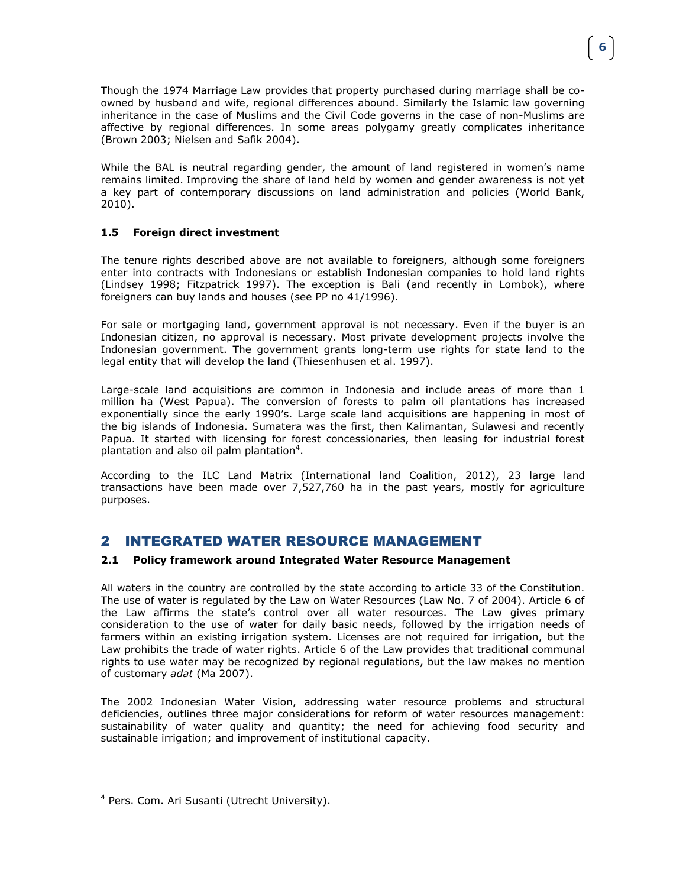Though the 1974 Marriage Law provides that property purchased during marriage shall be co-owned by husband and wife, regional differences abound. Similarly the Islamic law governing inheritance in the case of Muslims and the Civil Code governs in the case of non-Muslims are affective by regional differences. In some areas polygamy greatly complicates inheritance (Brown 2003; Nielsen and Safik 2004).

While the BAL is neutral regarding gender, the amount of land registered in women's name remains limited. Improving the share of land held by women and gender awareness is not yet a key part of contemporary discussions on land administration and policies (World Bank, 2010).

### 1.5 Foreign direct investment

The tenure rights described above are not available to foreigners, although some foreigners enter into contracts with Indonesians or establish Indonesian companies to hold land rights (Lindsey 1998; Fitzpatrick 1997). The exception is Bali (and recently in Lombok), where foreigners can buy lands and houses (see PP no 41/1996).

For sale or mortgaging land, government approval is not necessary. Even if the buyer is an Indonesian citizen, no approval is necessary. Most private development projects involve the Indonesian government. The government grants long-term use rights for state land to the legal entity that will develop the land (Thiesenhusen et al. 1997).

Large-scale land acquisitions are common in Indonesia and include areas of more than 1 million ha (West Papua). The conversion of forests to palm oil plantations has increased exponentially since the early 1990's. Large scale land acquisitions are happening in most of the big islands of Indonesia. Sumatera was the first, then Kalimantan, Sulawesi and recently Papua. It started with licensing for forest concessionaries, then leasing for industrial forest plantation and also oil palm plantation[4].

According to the ILC Land Matrix (International land Coalition, 2012), 23 large land transactions have been made over 7,527,760 ha in the past years, mostly for agriculture purposes.

## 2 INTEGRATED WATER RESOURCE MANAGEMENT

### 2.1 Policy framework around Integrated Water Resource Management

All waters in the country are controlled by the state according to article 33 of the Constitution. The use of water is regulated by the Law on Water Resources (Law No. 7 of 2004). Article 6 of the Law affirms the state's control over all water resources. The Law gives primary consideration to the use of water for daily basic needs, followed by the irrigation needs of farmers within an existing irrigation system. Licenses are not required for irrigation, but the Law prohibits the trade of water rights. Article 6 of the Law provides that traditional communal rights to use water may be recognized by regional regulations, but the law makes no mention of customary *adat* (Ma 2007).

The 2002 Indonesian Water Vision, addressing water resource problems and structural deficiencies, outlines three major considerations for reform of water resources management: sustainability of water quality and quantity; the need for achieving food security and sustainable irrigation; and improvement of institutional capacity.

[4] Pers. Com. Ari Susanti (Utrecht University).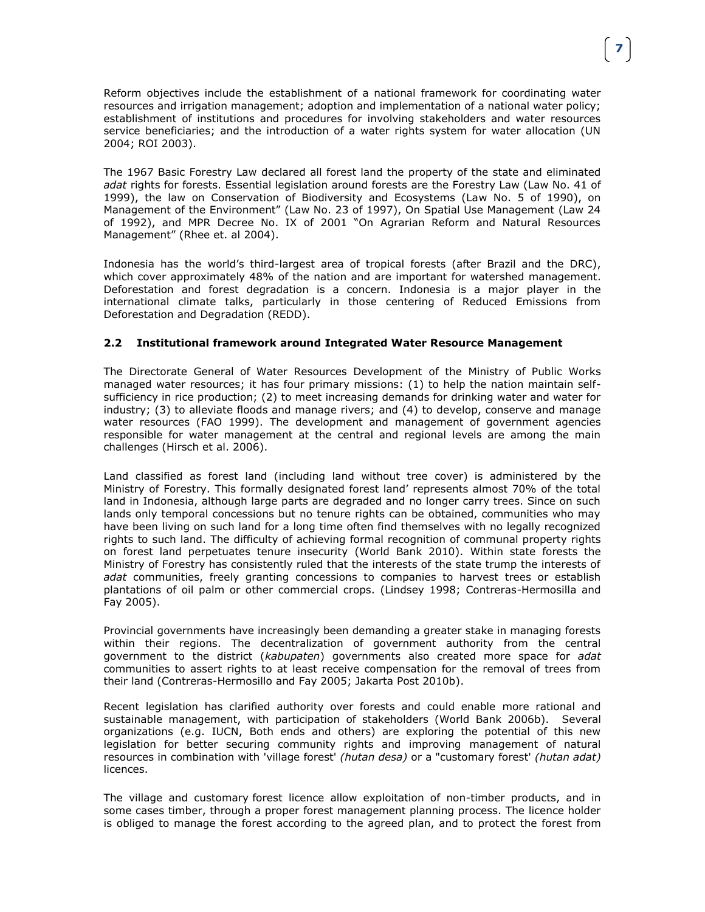Reform objectives include the establishment of a national framework for coordinating water resources and irrigation management; adoption and implementation of a national water policy; establishment of institutions and procedures for involving stakeholders and water resources service beneficiaries; and the introduction of a water rights system for water allocation (UN 2004; ROI 2003).

The 1967 Basic Forestry Law declared all forest land the property of the state and eliminated *adat* rights for forests. Essential legislation around forests are the Forestry Law (Law No. 41 of 1999), the law on Conservation of Biodiversity and Ecosystems (Law No. 5 of 1990), on Management of the Environment" (Law No. 23 of 1997), On Spatial Use Management (Law 24 of 1992), and MPR Decree No. IX of 2001 "On Agrarian Reform and Natural Resources Management" (Rhee et. al 2004).

Indonesia has the world's third-largest area of tropical forests (after Brazil and the DRC), which cover approximately 48% of the nation and are important for watershed management. Deforestation and forest degradation is a concern. Indonesia is a major player in the international climate talks, particularly in those centering of Reduced Emissions from Deforestation and Degradation (REDD).

### 2.2 Institutional framework around Integrated Water Resource Management

The Directorate General of Water Resources Development of the Ministry of Public Works managed water resources; it has four primary missions: (1) to help the nation maintain self-sufficiency in rice production; (2) to meet increasing demands for drinking water and water for industry; (3) to alleviate floods and manage rivers; and (4) to develop, conserve and manage water resources (FAO 1999). The development and management of government agencies responsible for water management at the central and regional levels are among the main challenges (Hirsch et al. 2006).

Land classified as forest land (including land without tree cover) is administered by the Ministry of Forestry. This formally designated forest land' represents almost 70% of the total land in Indonesia, although large parts are degraded and no longer carry trees. Since on such lands only temporal concessions but no tenure rights can be obtained, communities who may have been living on such land for a long time often find themselves with no legally recognized rights to such land. The difficulty of achieving formal recognition of communal property rights on forest land perpetuates tenure insecurity (World Bank 2010). Within state forests the Ministry of Forestry has consistently ruled that the interests of the state trump the interests of *adat* communities, freely granting concessions to companies to harvest trees or establish plantations of oil palm or other commercial crops. (Lindsey 1998; Contreras-Hermosilla and Fay 2005).

Provincial governments have increasingly been demanding a greater stake in managing forests within their regions. The decentralization of government authority from the central government to the district (*kabupaten*) governments also created more space for *adat* communities to assert rights to at least receive compensation for the removal of trees from their land (Contreras-Hermosillo and Fay 2005; Jakarta Post 2010b).

Recent legislation has clarified authority over forests and could enable more rational and sustainable management, with participation of stakeholders (World Bank 2006b). Several organizations (e.g. IUCN, Both ends and others) are exploring the potential of this new legislation for better securing community rights and improving management of natural resources in combination with 'village forest' *(hutan desa)* or a "customary forest' *(hutan adat)* licences.

The village and customary forest licence allow exploitation of non-timber products, and in some cases timber, through a proper forest management planning process. The licence holder is obliged to manage the forest according to the agreed plan, and to protect the forest from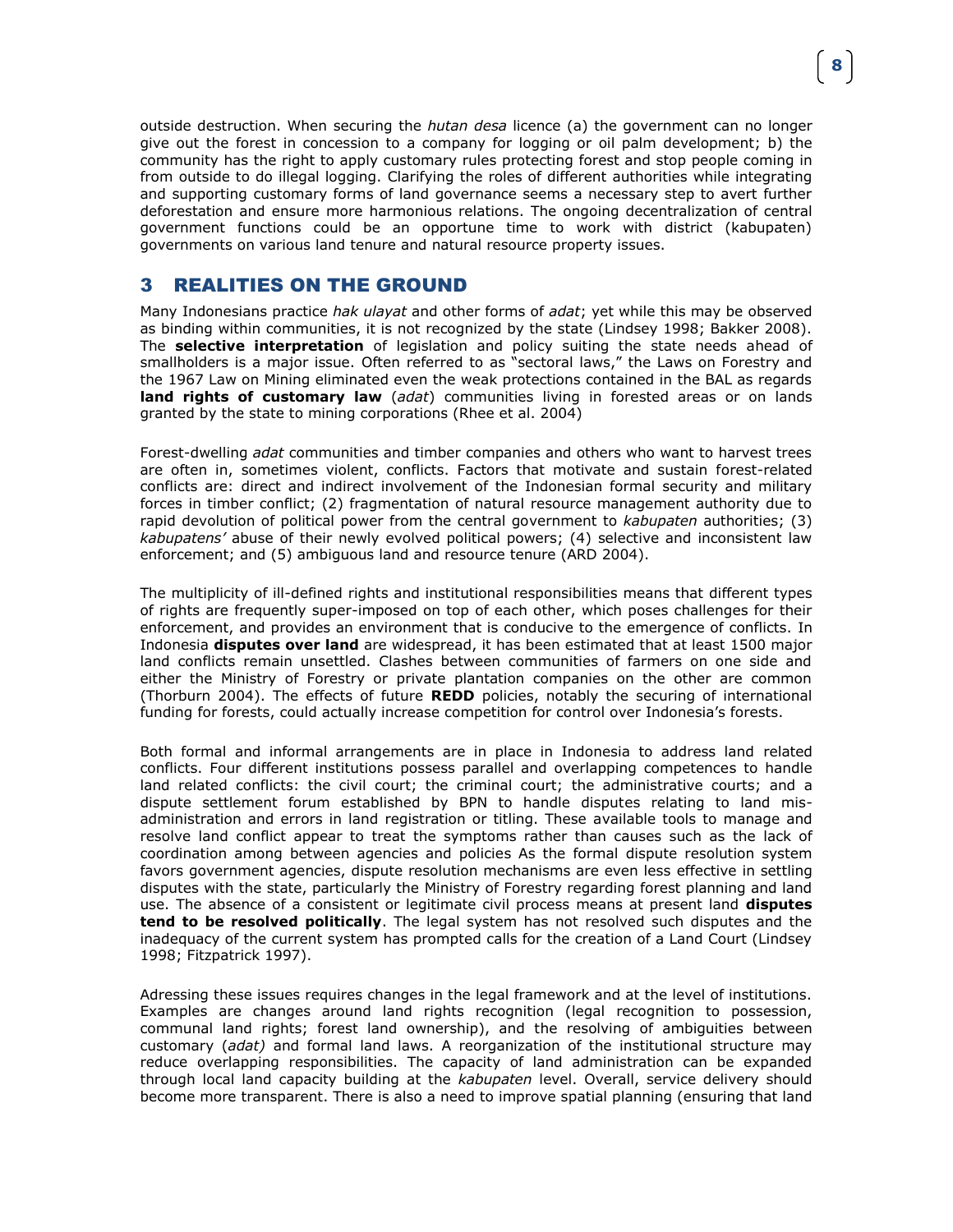outside destruction. When securing the *hutan desa* licence (a) the government can no longer give out the forest in concession to a company for logging or oil palm development; b) the community has the right to apply customary rules protecting forest and stop people coming in from outside to do illegal logging. Clarifying the roles of different authorities while integrating and supporting customary forms of land governance seems a necessary step to avert further deforestation and ensure more harmonious relations. The ongoing decentralization of central government functions could be an opportune time to work with district (kabupaten) governments on various land tenure and natural resource property issues.

## 3 REALITIES ON THE GROUND

Many Indonesians practice *hak ulayat* and other forms of *adat*; yet while this may be observed as binding within communities, it is not recognized by the state (Lindsey 1998; Bakker 2008). The **selective interpretation** of legislation and policy suiting the state needs ahead of smallholders is a major issue. Often referred to as "sectoral laws," the Laws on Forestry and the 1967 Law on Mining eliminated even the weak protections contained in the BAL as regards **land rights of customary law** (*adat*) communities living in forested areas or on lands granted by the state to mining corporations (Rhee et al. 2004)

Forest-dwelling *adat* communities and timber companies and others who want to harvest trees are often in, sometimes violent, conflicts. Factors that motivate and sustain forest-related conflicts are: direct and indirect involvement of the Indonesian formal security and military forces in timber conflict; (2) fragmentation of natural resource management authority due to rapid devolution of political power from the central government to *kabupaten* authorities; (3) *kabupatens'* abuse of their newly evolved political powers; (4) selective and inconsistent law enforcement; and (5) ambiguous land and resource tenure (ARD 2004).

The multiplicity of ill-defined rights and institutional responsibilities means that different types of rights are frequently super-imposed on top of each other, which poses challenges for their enforcement, and provides an environment that is conducive to the emergence of conflicts. In Indonesia **disputes over land** are widespread, it has been estimated that at least 1500 major land conflicts remain unsettled. Clashes between communities of farmers on one side and either the Ministry of Forestry or private plantation companies on the other are common (Thorburn 2004). The effects of future **REDD** policies, notably the securing of international funding for forests, could actually increase competition for control over Indonesia's forests.

Both formal and informal arrangements are in place in Indonesia to address land related conflicts. Four different institutions possess parallel and overlapping competences to handle land related conflicts: the civil court; the criminal court; the administrative courts; and a dispute settlement forum established by BPN to handle disputes relating to land mis-administration and errors in land registration or titling. These available tools to manage and resolve land conflict appear to treat the symptoms rather than causes such as the lack of coordination among between agencies and policies As the formal dispute resolution system favors government agencies, dispute resolution mechanisms are even less effective in settling disputes with the state, particularly the Ministry of Forestry regarding forest planning and land use. The absence of a consistent or legitimate civil process means at present land **disputes tend to be resolved politically**. The legal system has not resolved such disputes and the inadequacy of the current system has prompted calls for the creation of a Land Court (Lindsey 1998; Fitzpatrick 1997).

Adressing these issues requires changes in the legal framework and at the level of institutions. Examples are changes around land rights recognition (legal recognition to possession, communal land rights; forest land ownership), and the resolving of ambiguities between customary (*adat)* and formal land laws. A reorganization of the institutional structure may reduce overlapping responsibilities. The capacity of land administration can be expanded through local land capacity building at the *kabupaten* level. Overall, service delivery should become more transparent. There is also a need to improve spatial planning (ensuring that land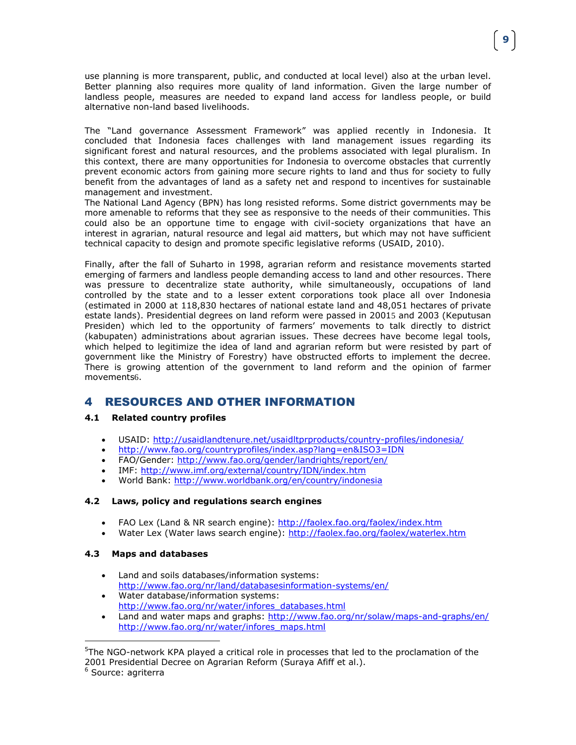use planning is more transparent, public, and conducted at local level) also at the urban level. Better planning also requires more quality of land information. Given the large number of landless people, measures are needed to expand land access for landless people, or build alternative non-land based livelihoods.

The "Land governance Assessment Framework" was applied recently in Indonesia. It concluded that Indonesia faces challenges with land management issues regarding its significant forest and natural resources, and the problems associated with legal pluralism. In this context, there are many opportunities for Indonesia to overcome obstacles that currently prevent economic actors from gaining more secure rights to land and thus for society to fully benefit from the advantages of land as a safety net and respond to incentives for sustainable management and investment.
The National Land Agency (BPN) has long resisted reforms. Some district governments may be more amenable to reforms that they see as responsive to the needs of their communities. This could also be an opportune time to engage with civil-society organizations that have an interest in agrarian, natural resource and legal aid matters, but which may not have sufficient technical capacity to design and promote specific legislative reforms (USAID, 2010).

Finally, after the fall of Suharto in 1998, agrarian reform and resistance movements started emerging of farmers and landless people demanding access to land and other resources. There was pressure to decentralize state authority, while simultaneously, occupations of land controlled by the state and to a lesser extent corporations took place all over Indonesia (estimated in 2000 at 118,830 hectares of national estate land and 48,051 hectares of private estate lands). Presidential degrees on land reform were passed in 2001[5] and 2003 (Keputusan Presiden) which led to the opportunity of farmers' movements to talk directly to district (kabupaten) administrations about agrarian issues. These decrees have become legal tools, which helped to legitimize the idea of land and agrarian reform but were resisted by part of government like the Ministry of Forestry) have obstructed efforts to implement the decree. There is growing attention of the government to land reform and the opinion of farmer movements[6].

# 4 RESOURCES AND OTHER INFORMATION

### 4.1 Related country profiles

- USAID: http://usaidlandtenure.net/usaidltprproducts/country-profiles/indonesia/
- http://www.fao.org/countryprofiles/index.asp?lang=en&ISO3=IDN
- FAO/Gender: http://www.fao.org/gender/landrights/report/en/
- IMF: http://www.imf.org/external/country/IDN/index.htm
- World Bank: http://www.worldbank.org/en/country/indonesia

### 4.2 Laws, policy and regulations search engines

- FAO Lex (Land & NR search engine): http://faolex.fao.org/faolex/index.htm
- Water Lex (Water laws search engine): http://faolex.fao.org/faolex/waterlex.htm

### 4.3 Maps and databases

- Land and soils databases/information systems: http://www.fao.org/nr/land/databasesinformation-systems/en/
- Water database/information systems: http://www.fao.org/nr/water/infores_databases.html
- Land and water maps and graphs: http://www.fao.org/nr/solaw/maps-and-graphs/en/ http://www.fao.org/nr/water/infores_maps.html

---

[5] The NGO-network KPA played a critical role in processes that led to the proclamation of the 2001 Presidential Decree on Agrarian Reform (Suraya Afiff et al.).
[6] Source: agriterra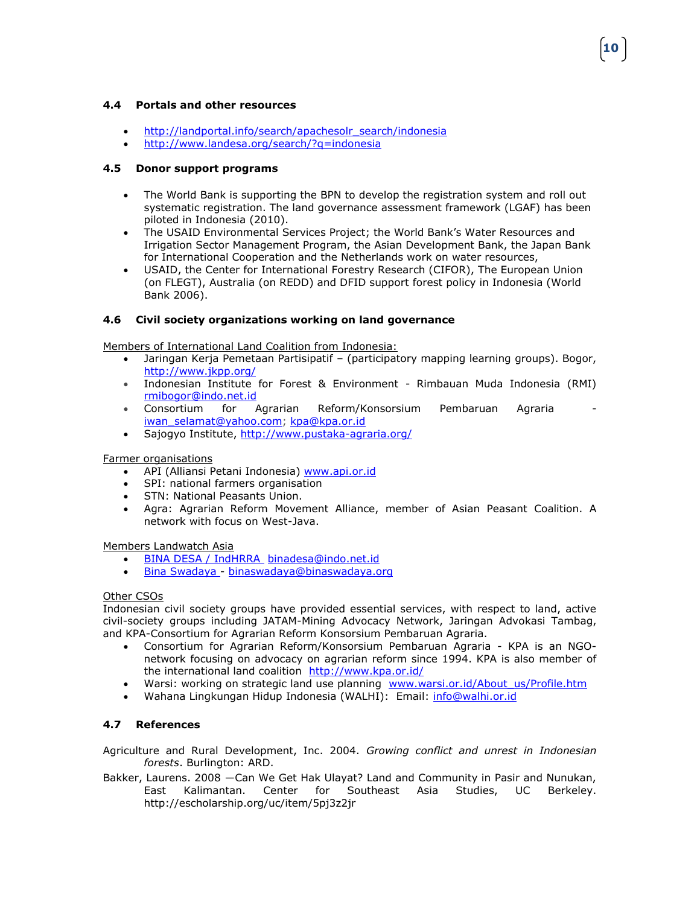### 4.4 Portals and other resources

- http://landportal.info/search/apachesolr_search/indonesia
- http://www.landesa.org/search/?q=indonesia

### 4.5 Donor support programs

- The World Bank is supporting the BPN to develop the registration system and roll out systematic registration. The land governance assessment framework (LGAF) has been piloted in Indonesia (2010).
- The USAID Environmental Services Project; the World Bank's Water Resources and Irrigation Sector Management Program, the Asian Development Bank, the Japan Bank for International Cooperation and the Netherlands work on water resources,
- USAID, the Center for International Forestry Research (CIFOR), The European Union (on FLEGT), Australia (on REDD) and DFID support forest policy in Indonesia (World Bank 2006).

### 4.6 Civil society organizations working on land governance

Members of International Land Coalition from Indonesia:

- Jaringan Kerja Pemetaan Partisipatif – (participatory mapping learning groups). Bogor, http://www.jkpp.org/
- Indonesian Institute for Forest & Environment - Rimbauan Muda Indonesia (RMI) rmibogor@indo.net.id
- Consortium for Agrarian Reform/Konsorsium Pembaruan Agraria - iwan_selamat@yahoo.com; kpa@kpa.or.id
- Sajogyo Institute, http://www.pustaka-agraria.org/

Farmer organisations

- API (Alliansi Petani Indonesia) www.api.or.id
- SPI: national farmers organisation
- STN: National Peasants Union.
- Agra: Agrarian Reform Movement Alliance, member of Asian Peasant Coalition. A network with focus on West-Java.

Members Landwatch Asia

- BINA DESA / IndHRRA binadesa@indo.net.id
- Bina Swadaya - binaswadaya@binaswadaya.org

Other CSOs

Indonesian civil society groups have provided essential services, with respect to land, active civil-society groups including JATAM-Mining Advocacy Network, Jaringan Advokasi Tambag, and KPA-Consortium for Agrarian Reform Konsorsium Pembaruan Agraria.

- Consortium for Agrarian Reform/Konsorsium Pembaruan Agraria - KPA is an NGO-network focusing on advocacy on agrarian reform since 1994. KPA is also member of the international land coalition http://www.kpa.or.id/
- Warsi: working on strategic land use planning www.warsi.or.id/About_us/Profile.htm
- Wahana Lingkungan Hidup Indonesia (WALHI): Email: info@walhi.or.id

### 4.7 References

Agriculture and Rural Development, Inc. 2004. *Growing conflict and unrest in Indonesian forests*. Burlington: ARD.

Bakker, Laurens. 2008 —Can We Get Hak Ulayat? Land and Community in Pasir and Nunukan, East Kalimantan. Center for Southeast Asia Studies, UC Berkeley. http://escholarship.org/uc/item/5pj3z2jr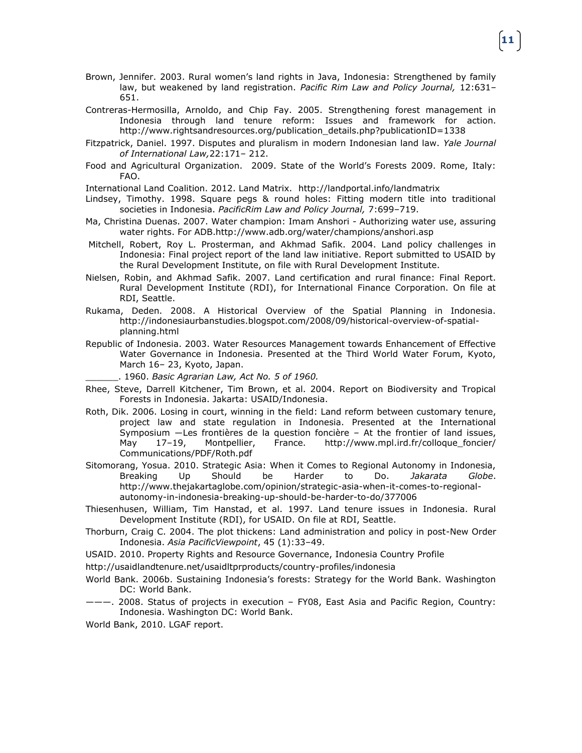Brown, Jennifer. 2003. Rural women's land rights in Java, Indonesia: Strengthened by family law, but weakened by land registration. *Pacific Rim Law and Policy Journal,* 12:631–651.

Contreras-Hermosilla, Arnoldo, and Chip Fay. 2005. Strengthening forest management in Indonesia through land tenure reform: Issues and framework for action. http://www.rightsandresources.org/publication_details.php?publicationID=1338

Fitzpatrick, Daniel. 1997. Disputes and pluralism in modern Indonesian land law. *Yale Journal of International Law,*22:171– 212.

Food and Agricultural Organization. 2009. State of the World's Forests 2009. Rome, Italy: FAO.

International Land Coalition. 2012. Land Matrix. http://landportal.info/landmatrix

Lindsey, Timothy. 1998. Square pegs & round holes: Fitting modern title into traditional societies in Indonesia. *PacificRim Law and Policy Journal,* 7:699–719.

Ma, Christina Duenas. 2007. Water champion: Imam Anshori - Authorizing water use, assuring water rights. For ADB.http://www.adb.org/water/champions/anshori.asp

Mitchell, Robert, Roy L. Prosterman, and Akhmad Safik. 2004. Land policy challenges in Indonesia: Final project report of the land law initiative. Report submitted to USAID by the Rural Development Institute, on file with Rural Development Institute.

Nielsen, Robin, and Akhmad Safik. 2007. Land certification and rural finance: Final Report. Rural Development Institute (RDI), for International Finance Corporation. On file at RDI, Seattle.

Rukama, Deden. 2008. A Historical Overview of the Spatial Planning in Indonesia. http://indonesiaurbanstudies.blogspot.com/2008/09/historical-overview-of-spatial-planning.html

Republic of Indonesia. 2003. Water Resources Management towards Enhancement of Effective Water Governance in Indonesia. Presented at the Third World Water Forum, Kyoto, March 16– 23, Kyoto, Japan.

______. 1960. *Basic Agrarian Law, Act No. 5 of 1960.*

Rhee, Steve, Darrell Kitchener, Tim Brown, et al. 2004. Report on Biodiversity and Tropical Forests in Indonesia. Jakarta: USAID/Indonesia.

Roth, Dik. 2006. Losing in court, winning in the field: Land reform between customary tenure, project law and state regulation in Indonesia. Presented at the International Symposium —Les frontières de la question foncière – At the frontier of land issues, May 17–19, Montpellier, France. http://www.mpl.ird.fr/colloque_foncier/Communications/PDF/Roth.pdf

Sitomorang, Yosua. 2010. Strategic Asia: When it Comes to Regional Autonomy in Indonesia, Breaking Up Should be Harder to Do. *Jakarata Globe*. http://www.thejakartaglobe.com/opinion/strategic-asia-when-it-comes-to-regional-autonomy-in-indonesia-breaking-up-should-be-harder-to-do/377006

Thiesenhusen, William, Tim Hanstad, et al. 1997. Land tenure issues in Indonesia. Rural Development Institute (RDI), for USAID. On file at RDI, Seattle.

Thorburn, Craig C. 2004. The plot thickens: Land administration and policy in post-New Order Indonesia. *Asia PacificViewpoint*, 45 (1):33–49.

USAID. 2010. Property Rights and Resource Governance, Indonesia Country Profile

http://usaidlandtenure.net/usaidltprproducts/country-profiles/indonesia

World Bank. 2006b. Sustaining Indonesia's forests: Strategy for the World Bank. Washington DC: World Bank.

———. 2008. Status of projects in execution – FY08, East Asia and Pacific Region, Country: Indonesia. Washington DC: World Bank.

World Bank, 2010. LGAF report.